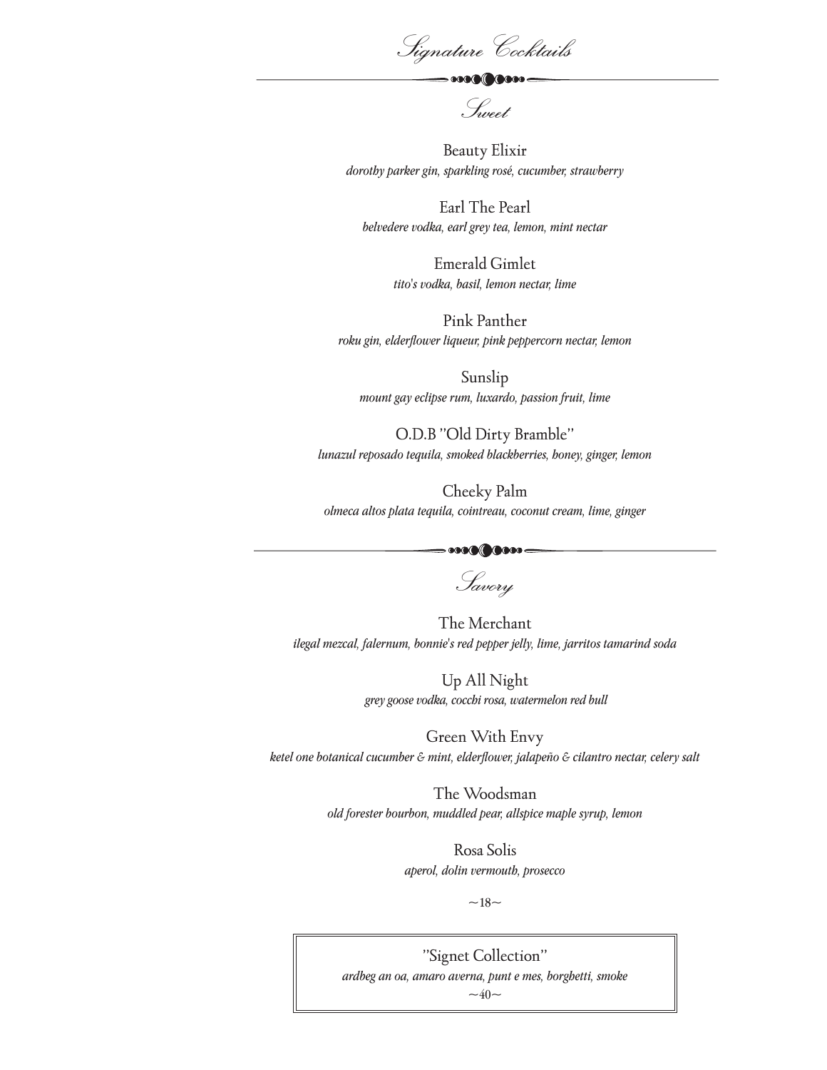# Signature Cocktails

## Sweet

**Beauty Elixir**
*dorothy parker gin, sparkling rosé, cucumber, strawberry*

**Earl The Pearl**
*belvedere vodka, earl grey tea, lemon, mint nectar*

**Emerald Gimlet**
*tito's vodka, basil, lemon nectar, lime*

**Pink Panther**
*roku gin, elderflower liqueur, pink peppercorn nectar, lemon*

**Sunslip**
*mount gay eclipse rum, luxardo, passion fruit, lime*

**O.D.B "Old Dirty Bramble"**
*lunazul reposado tequila, smoked blackberries, honey, ginger, lemon*

**Cheeky Palm**
*olmeca altos plata tequila, cointreau, coconut cream, lime, ginger*

## Savory

**The Merchant**
*ilegal mezcal, falernum, bonnie's red pepper jelly, lime, jarritos tamarind soda*

**Up All Night**
*grey goose vodka, cocchi rosa, watermelon red bull*

**Green With Envy**
*ketel one botanical cucumber & mint, elderflower, jalapeño & cilantro nectar, celery salt*

**The Woodsman**
*old forester bourbon, muddled pear, allspice maple syrup, lemon*

**Rosa Solis**
*aperol, dolin vermouth, prosecco*

~18~

**"Signet Collection"**
*ardbeg an oa, amaro averna, punt e mes, borghetti, smoke*
~40~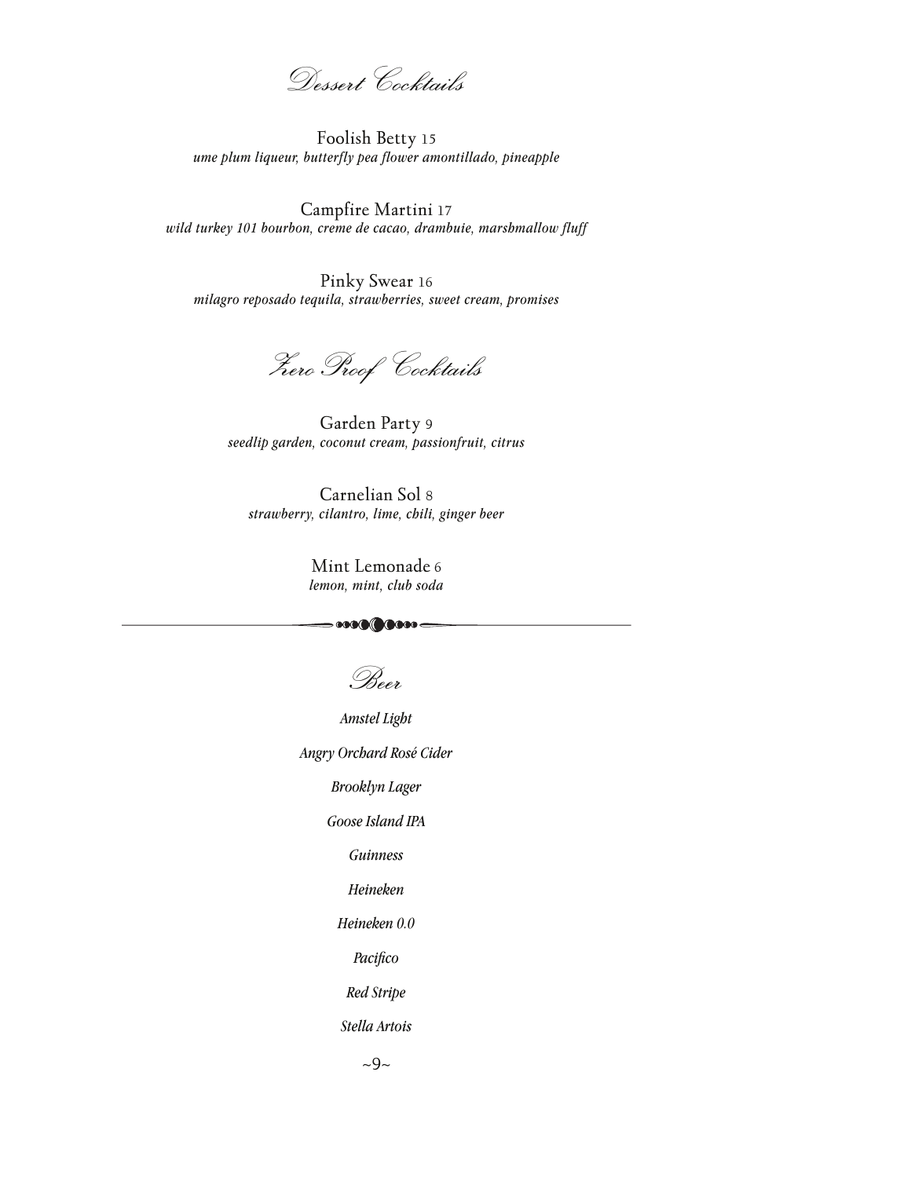## Dessert Cocktails

Foolish Betty 15
*ume plum liqueur, butterfly pea flower amontillado, pineapple*

Campfire Martini 17
*wild turkey 101 bourbon, creme de cacao, drambuie, marshmallow fluff*

Pinky Swear 16
*milagro reposado tequila, strawberries, sweet cream, promises*

## Zero Proof Cocktails

Garden Party 9
*seedlip garden, coconut cream, passionfruit, citrus*

Carnelian Sol 8
*strawberry, cilantro, lime, chili, ginger beer*

Mint Lemonade 6
*lemon, mint, club soda*

---

## Beer

*Amstel Light*

*Angry Orchard Rosé Cider*

*Brooklyn Lager*

*Goose Island IPA*

*Guinness*

*Heineken*

*Heineken 0.0*

*Pacifico*

*Red Stripe*

*Stella Artois*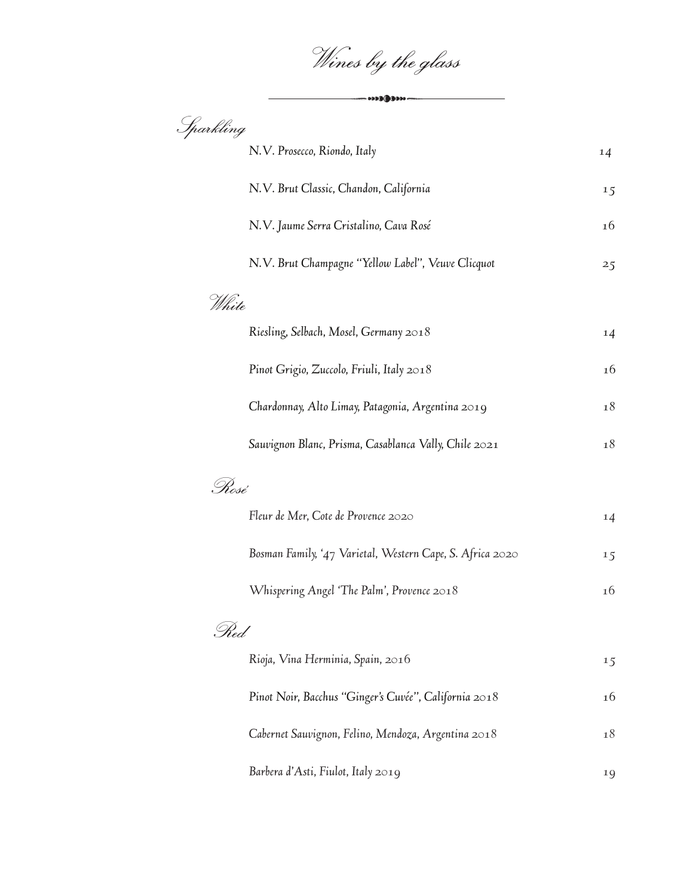# Wines by the glass

## Sparkling

| | |
|---|---|
| N.V. Prosecco, Riondo, Italy | 14 |
| N.V. Brut Classic, Chandon, California | 15 |
| N.V. Jaume Serra Cristalino, Cava Rosé | 16 |
| N.V. Brut Champagne "Yellow Label", Veuve Clicquot | 25 |

## White

| | |
|---|---|
| Riesling, Selbach, Mosel, Germany 2018 | 14 |
| Pinot Grigio, Zuccolo, Friuli, Italy 2018 | 16 |
| Chardonnay, Alto Limay, Patagonia, Argentina 2019 | 18 |
| Sauvignon Blanc, Prisma, Casablanca Vally, Chile 2021 | 18 |

## Rosé

| | |
|---|---|
| Fleur de Mer, Cote de Provence 2020 | 14 |
| Bosman Family, '47 Varietal, Western Cape, S. Africa 2020 | 15 |
| Whispering Angel 'The Palm', Provence 2018 | 16 |

## Red

| | |
|---|---|
| Rioja, Vina Herminia, Spain, 2016 | 15 |
| Pinot Noir, Bacchus "Ginger's Cuvée", California 2018 | 16 |
| Cabernet Sauvignon, Felino, Mendoza, Argentina 2018 | 18 |
| Barbera d'Asti, Fiulot, Italy 2019 | 19 |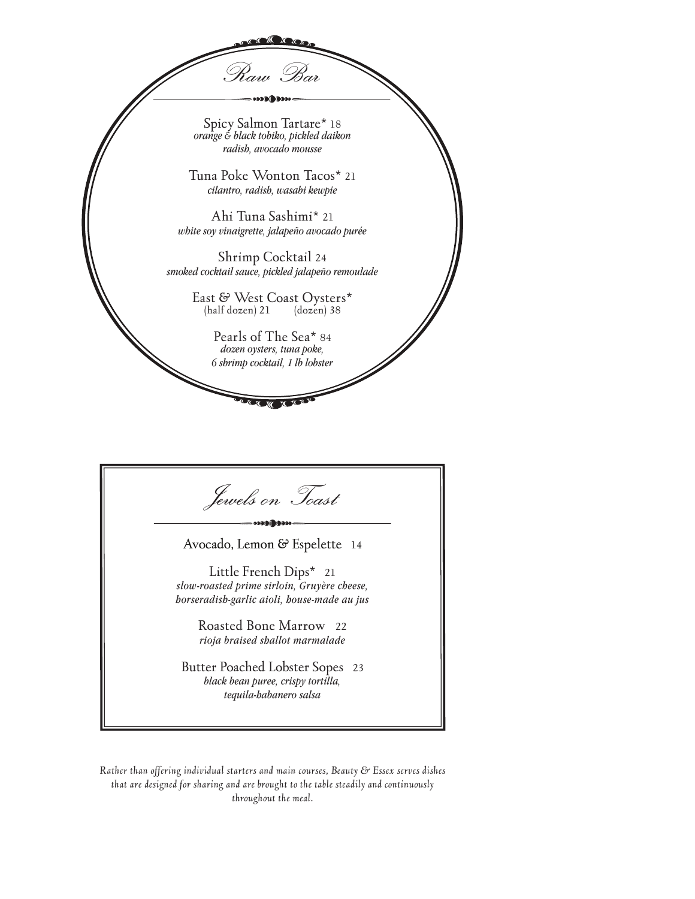## Raw Bar

Spicy Salmon Tartare* 18
*orange & black tobiko, pickled daikon radish, avocado mousse*

Tuna Poke Wonton Tacos* 21
*cilantro, radish, wasabi kewpie*

Ahi Tuna Sashimi* 21
*white soy vinaigrette, jalapeño avocado purée*

Shrimp Cocktail 24
*smoked cocktail sauce, pickled jalapeño remoulade*

East & West Coast Oysters*
(half dozen) 21 (dozen) 38

Pearls of The Sea* 84
*dozen oysters, tuna poke, 6 shrimp cocktail, 1 lb lobster*

## Jewels on Toast

Avocado, Lemon & Espelette 14

Little French Dips* 21
*slow-roasted prime sirloin, Gruyère cheese, horseradish-garlic aioli, house-made au jus*

Roasted Bone Marrow 22
*rioja braised shallot marmalade*

Butter Poached Lobster Sopes 23
*black bean puree, crispy tortilla, tequila-habanero salsa*

*Rather than offering individual starters and main courses, Beauty & Essex serves dishes that are designed for sharing and are brought to the table steadily and continuously throughout the meal.*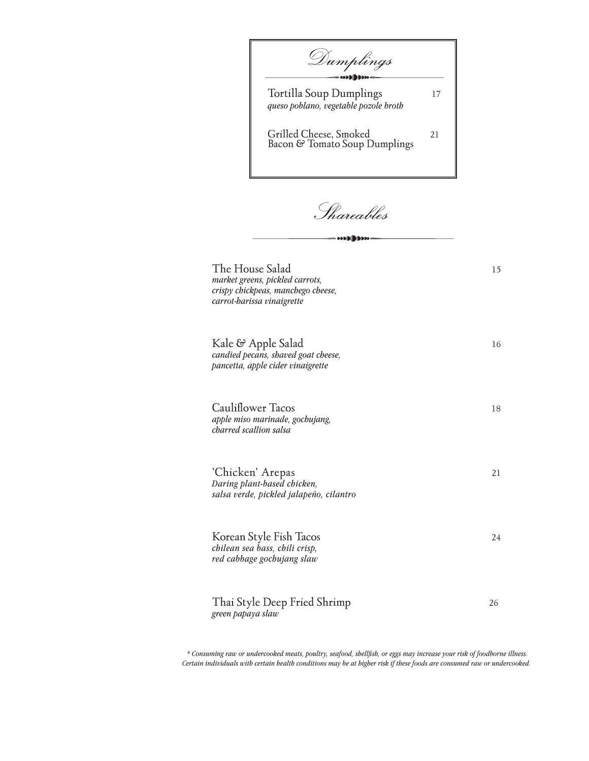# Dumplings

Tortilla Soup Dumplings 17
*queso poblano, vegetable pozole broth*

Grilled Cheese, Smoked Bacon & Tomato Soup Dumplings 21

# Shareables

The House Salad 15
*market greens, pickled carrots, crispy chickpeas, manchego cheese, carrot-harissa vinaigrette*

Kale & Apple Salad 16
*candied pecans, shaved goat cheese, pancetta, apple cider vinaigrette*

Cauliflower Tacos 18
*apple miso marinade, gochujang, charred scallion salsa*

'Chicken' Arepas 21
*Daring plant-based chicken, salsa verde, pickled jalapeño, cilantro*

Korean Style Fish Tacos 24
*chilean sea bass, chili crisp, red cabbage gochujang slaw*

Thai Style Deep Fried Shrimp 26
*green papaya slaw*

*\* Consuming raw or undercooked meats, poultry, seafood, shellfish, or eggs may increase your risk of foodborne illness. Certain individuals with certain health conditions may be at higher risk if these foods are consumed raw or undercooked.*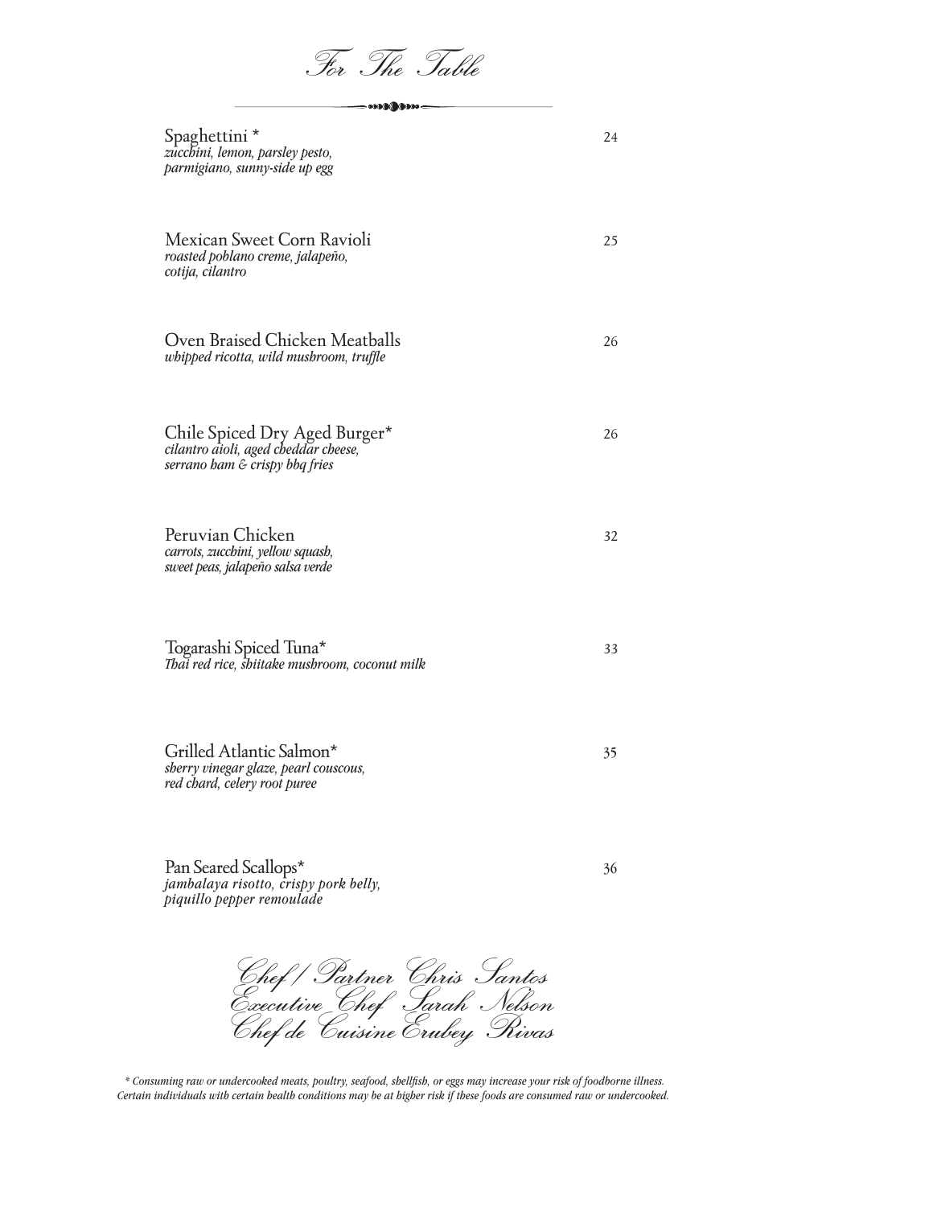# For The Table

Spaghettini * 24
*zucchini, lemon, parsley pesto, parmigiano, sunny-side up egg*

Mexican Sweet Corn Ravioli 25
*roasted poblano creme, jalapeño, cotija, cilantro*

Oven Braised Chicken Meatballs 26
*whipped ricotta, wild mushroom, truffle*

Chile Spiced Dry Aged Burger* 26
*cilantro aioli, aged cheddar cheese, serrano ham & crispy bbq fries*

Peruvian Chicken 32
*carrots, zucchini, yellow squash, sweet peas, jalapeño salsa verde*

Togarashi Spiced Tuna* 33
*Thai red rice, shiitake mushroom, coconut milk*

Grilled Atlantic Salmon* 35
*sherry vinegar glaze, pearl couscous, red chard, celery root puree*

Pan Seared Scallops* 36
*jambalaya risotto, crispy pork belly, piquillo pepper remoulade*

*Chef / Partner Chris Santos*
*Executive Chef Sarah Nelson*
*Chef de Cuisine Erubey Rivas*

*\* Consuming raw or undercooked meats, poultry, seafood, shellfish, or eggs may increase your risk of foodborne illness. Certain individuals with certain health conditions may be at higher risk if these foods are consumed raw or undercooked.*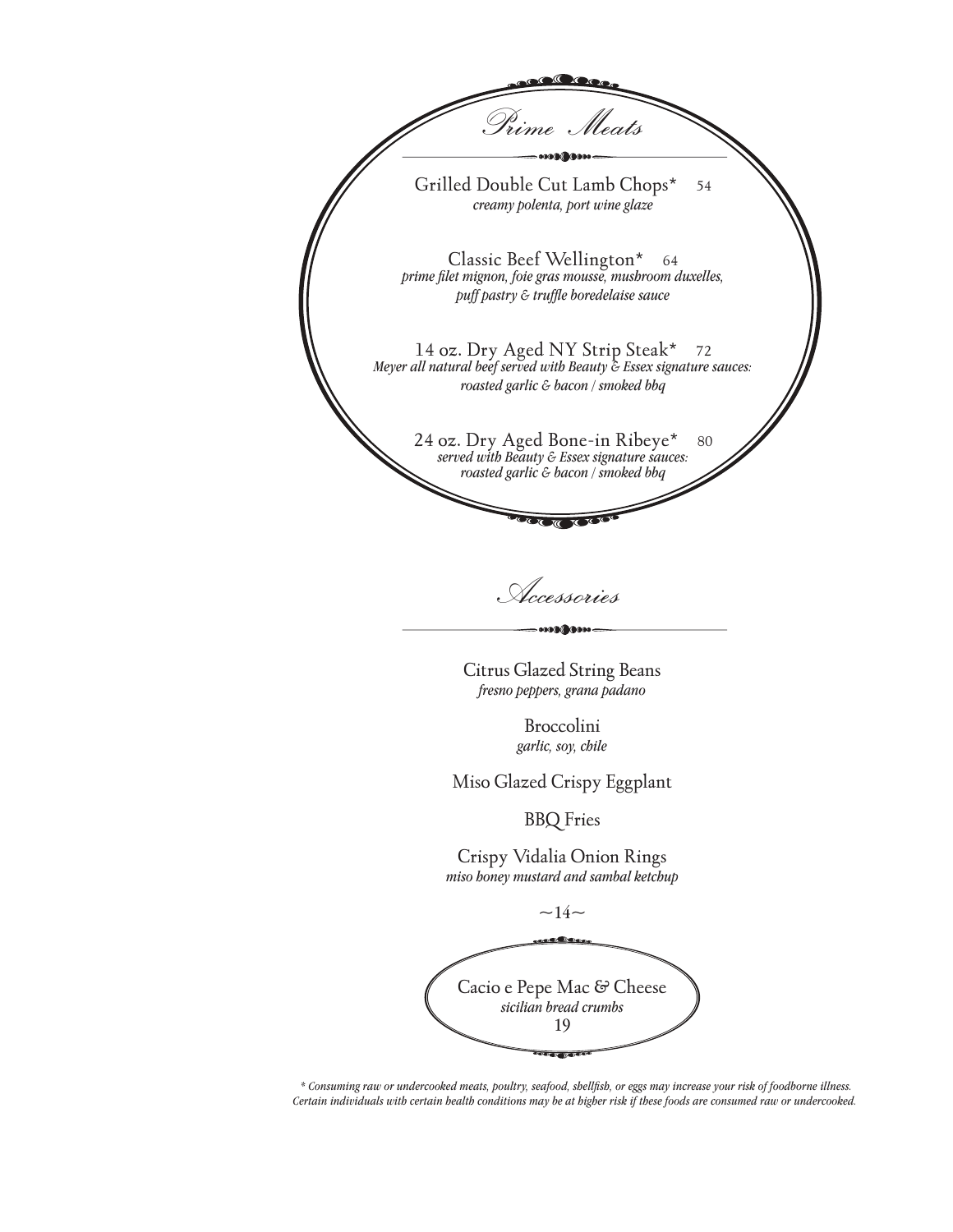## Prime Meats

Grilled Double Cut Lamb Chops* 54
*creamy polenta, port wine glaze*

Classic Beef Wellington* 64
*prime filet mignon, foie gras mousse, mushroom duxelles, puff pastry & truffle boredelaise sauce*

14 oz. Dry Aged NY Strip Steak* 72
*Meyer all natural beef served with Beauty & Essex signature sauces: roasted garlic & bacon / smoked bbq*

24 oz. Dry Aged Bone-in Ribeye* 80
*served with Beauty & Essex signature sauces: roasted garlic & bacon / smoked bbq*

## Accessories

Citrus Glazed String Beans
*fresno peppers, grana padano*

Broccolini
*garlic, soy, chile*

Miso Glazed Crispy Eggplant

BBQ Fries

Crispy Vidalia Onion Rings
*miso honey mustard and sambal ketchup*

~14~

Cacio e Pepe Mac & Cheese
*sicilian bread crumbs*
19

*\* Consuming raw or undercooked meats, poultry, seafood, shellfish, or eggs may increase your risk of foodborne illness. Certain individuals with certain health conditions may be at higher risk if these foods are consumed raw or undercooked.*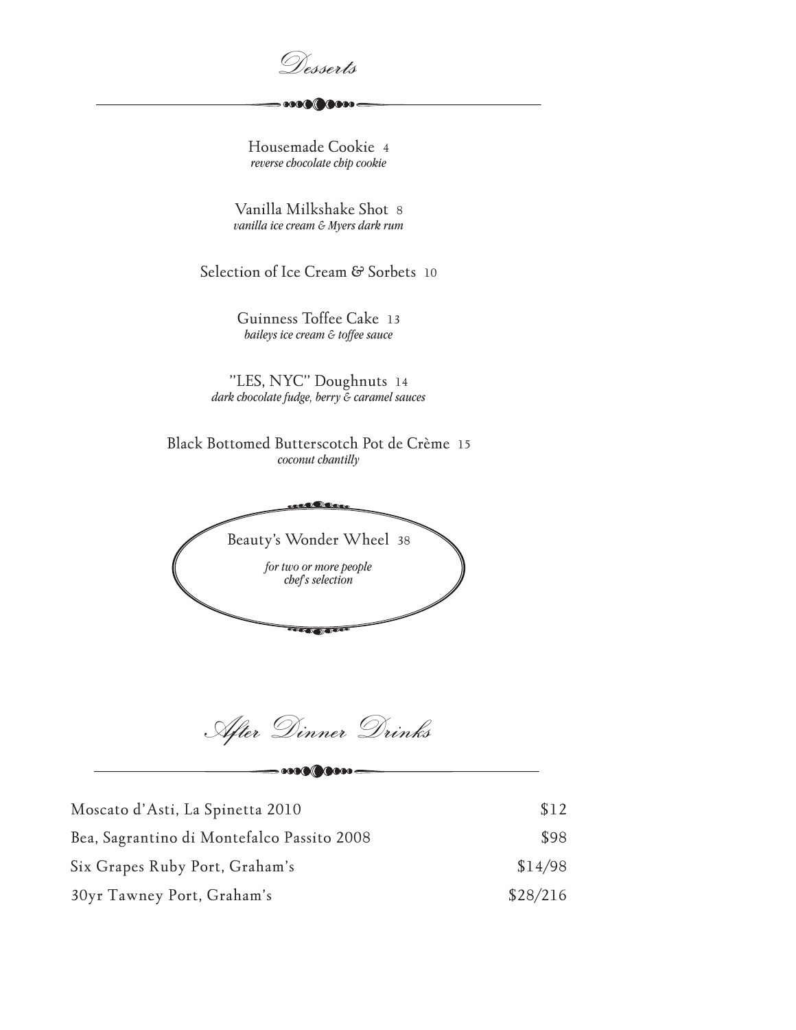# Desserts

Housemade Cookie 4
*reverse chocolate chip cookie*

Vanilla Milkshake Shot 8
*vanilla ice cream & Myers dark rum*

Selection of Ice Cream & Sorbets 10

Guinness Toffee Cake 13
*baileys ice cream & toffee sauce*

"LES, NYC" Doughnuts 14
*dark chocolate fudge, berry & caramel sauces*

Black Bottomed Butterscotch Pot de Crème 15
*coconut chantilly*

Beauty's Wonder Wheel 38
*for two or more people*
*chef's selection*

# After Dinner Drinks

| | |
|---|---|
| Moscato d'Asti, La Spinetta 2010 | $12 |
| Bea, Sagrantino di Montefalco Passito 2008 | $98 |
| Six Grapes Ruby Port, Graham's | $14/98 |
| 30yr Tawney Port, Graham's | $28/216 |